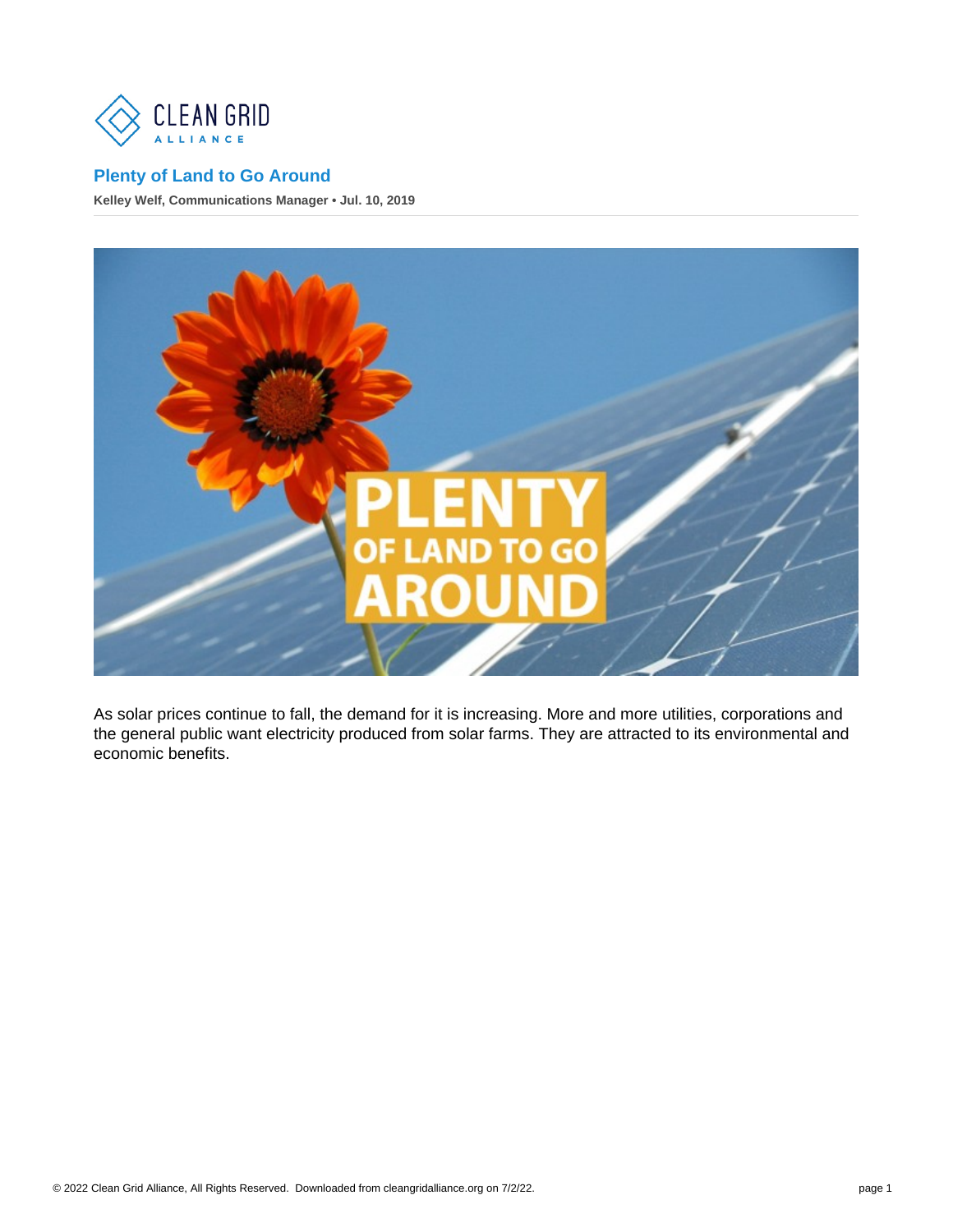# Plenty of Land to Go Around

**Kelley Welf, Communications Manager • Jul. 10, 2019**

As solar prices continue to fall, the demand for it is increasing. More and more utilities, corporations and the general public want electricity produced from solar farms. They are attracted to its environmental and economic benefits.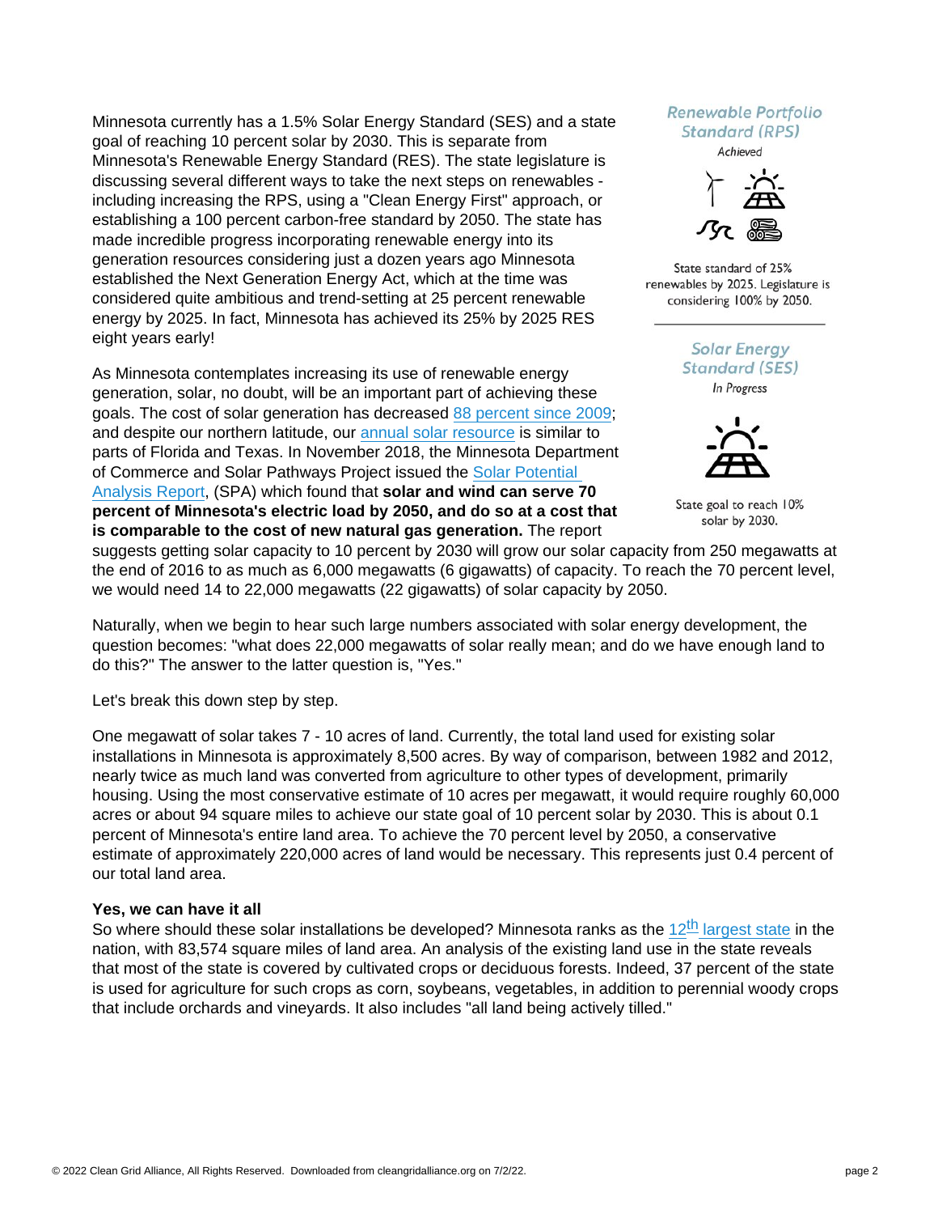Minnesota currently has a 1.5% Solar Energy Standard (SES) and a state goal of reaching 10 percent solar by 2030. This is separate from Minnesota's Renewable Energy Standard (RES). The state legislature is discussing several different ways to take the next steps on renewables - including increasing the RPS, using a "Clean Energy First" approach, or establishing a 100 percent carbon-free standard by 2050. The state has made incredible progress incorporating renewable energy into its generation resources considering just a dozen years ago Minnesota established the Next Generation Energy Act, which at the time was considered quite ambitious and trend-setting at 25 percent renewable energy by 2025. In fact, Minnesota has achieved its 25% by 2025 RES eight years early!

*Renewable Portfolio Standard (RPS)*

*Achieved*

State standard of 25% renewables by 2025. Legislature is considering 100% by 2050.

*Solar Energy Standard (SES)*

*In Progress*

State goal to reach 10% solar by 2030.

As Minnesota contemplates increasing its use of renewable energy generation, solar, no doubt, will be an important part of achieving these goals. The cost of solar generation has decreased 88 percent since 2009; and despite our northern latitude, our annual solar resource is similar to parts of Florida and Texas. In November 2018, the Minnesota Department of Commerce and Solar Pathways Project issued the Solar Potential Analysis Report, (SPA) which found that **solar and wind can serve 70 percent of Minnesota's electric load by 2050, and do so at a cost that is comparable to the cost of new natural gas generation.** The report suggests getting solar capacity to 10 percent by 2030 will grow our solar capacity from 250 megawatts at the end of 2016 to as much as 6,000 megawatts (6 gigawatts) of capacity. To reach the 70 percent level, we would need 14 to 22,000 megawatts (22 gigawatts) of solar capacity by 2050.

Naturally, when we begin to hear such large numbers associated with solar energy development, the question becomes: "what does 22,000 megawatts of solar really mean; and do we have enough land to do this?" The answer to the latter question is, "Yes."

Let's break this down step by step.

One megawatt of solar takes 7 - 10 acres of land. Currently, the total land used for existing solar installations in Minnesota is approximately 8,500 acres. By way of comparison, between 1982 and 2012, nearly twice as much land was converted from agriculture to other types of development, primarily housing. Using the most conservative estimate of 10 acres per megawatt, it would require roughly 60,000 acres or about 94 square miles to achieve our state goal of 10 percent solar by 2030. This is about 0.1 percent of Minnesota's entire land area. To achieve the 70 percent level by 2050, a conservative estimate of approximately 220,000 acres of land would be necessary. This represents just 0.4 percent of our total land area.

**Yes, we can have it all**

So where should these solar installations be developed? Minnesota ranks as the 12th largest state in the nation, with 83,574 square miles of land area. An analysis of the existing land use in the state reveals that most of the state is covered by cultivated crops or deciduous forests. Indeed, 37 percent of the state is used for agriculture for such crops as corn, soybeans, vegetables, in addition to perennial woody crops that include orchards and vineyards. It also includes "all land being actively tilled."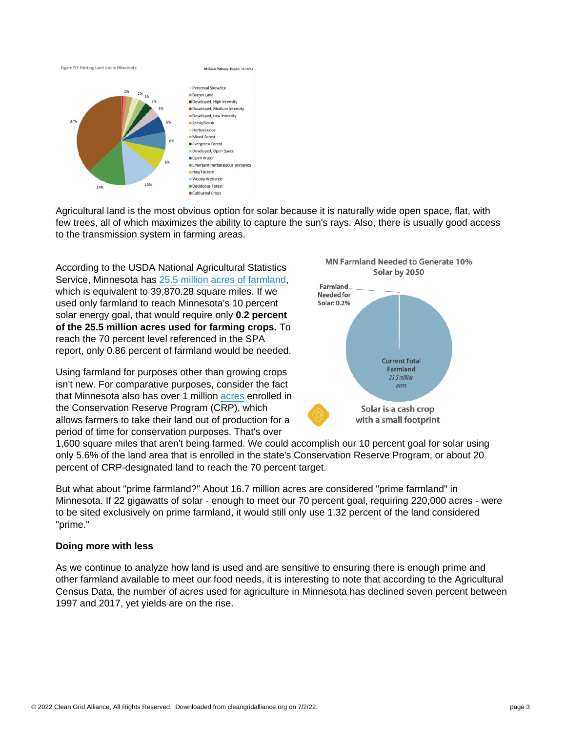Figure 50: Existing Land Use in Minnesota.

MN Solar Pathways Report, 11/15/18

Agricultural land is the most obvious option for solar because it is naturally wide open space, flat, with few trees, all of which maximizes the ability to capture the sun's rays. Also, there is usually good access to the transmission system in farming areas.

According to the USDA National Agricultural Statistics Service, Minnesota has 25.5 million acres of farmland, which is equivalent to 39,870.28 square miles. If we used only farmland to reach Minnesota's 10 percent solar energy goal, that would require only **0.2 percent of the 25.5 million acres used for farming crops.** To reach the 70 percent level referenced in the SPA report, only 0.86 percent of farmland would be needed.

MN Farmland Needed to Generate 10% Solar by 2050

Solar is a cash crop with a small footprint

Using farmland for purposes other than growing crops isn't new. For comparative purposes, consider the fact that Minnesota also has over 1 million acres enrolled in the Conservation Reserve Program (CRP), which allows farmers to take their land out of production for a period of time for conservation purposes. That's over 1,600 square miles that aren't being farmed. We could accomplish our 10 percent goal for solar using only 5.6% of the land area that is enrolled in the state's Conservation Reserve Program, or about 20 percent of CRP-designated land to reach the 70 percent target.

But what about "prime farmland?" About 16.7 million acres are considered "prime farmland" in Minnesota. If 22 gigawatts of solar - enough to meet our 70 percent goal, requiring 220,000 acres - were to be sited exclusively on prime farmland, it would still only use 1.32 percent of the land considered "prime."

**Doing more with less**

As we continue to analyze how land is used and are sensitive to ensuring there is enough prime and other farmland available to meet our food needs, it is interesting to note that according to the Agricultural Census Data, the number of acres used for agriculture in Minnesota has declined seven percent between 1997 and 2017, yet yields are on the rise.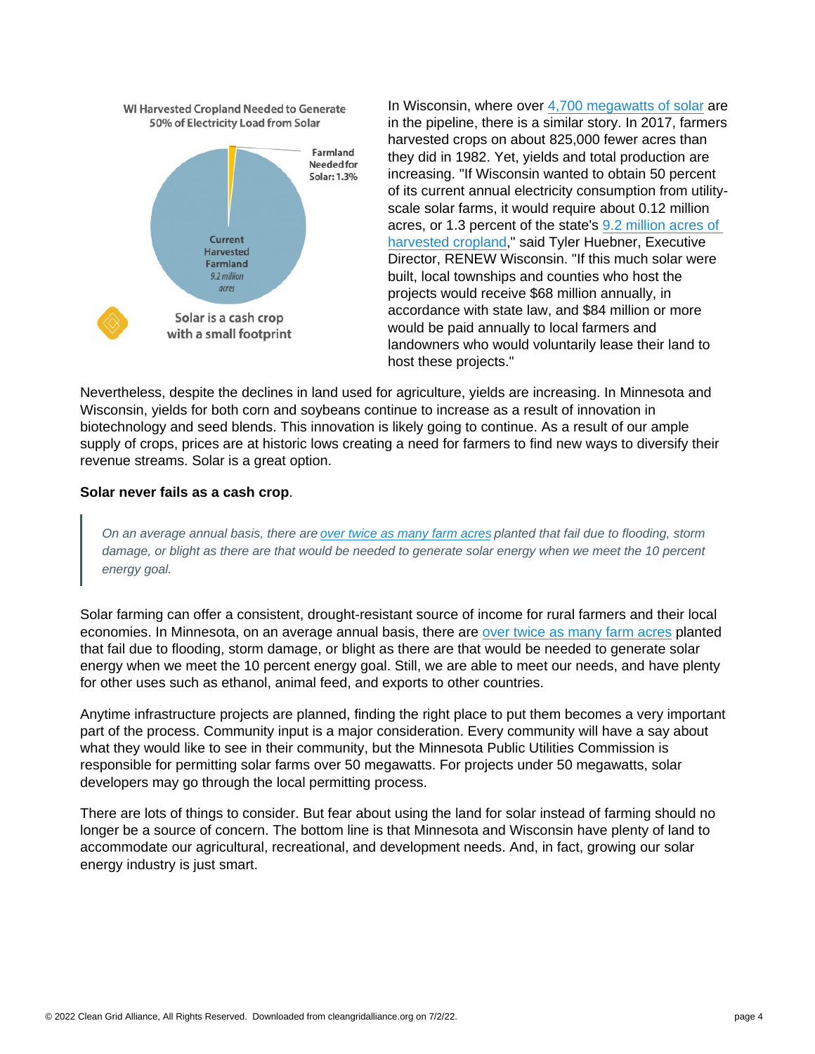WI Harvested Cropland Needed to Generate 50% of Electricity Load from Solar

Farmland Needed for Solar: 1.3%

Current Harvested Farmland 9.2 million acres

Solar is a cash crop with a small footprint

In Wisconsin, where over 4,700 megawatts of solar are in the pipeline, there is a similar story. In 2017, farmers harvested crops on about 825,000 fewer acres than they did in 1982. Yet, yields and total production are increasing. "If Wisconsin wanted to obtain 50 percent of its current annual electricity consumption from utility-scale solar farms, it would require about 0.12 million acres, or 1.3 percent of the state's 9.2 million acres of harvested cropland," said Tyler Huebner, Executive Director, RENEW Wisconsin. "If this much solar were built, local townships and counties who host the projects would receive $68 million annually, in accordance with state law, and $84 million or more would be paid annually to local farmers and landowners who would voluntarily lease their land to host these projects."

Nevertheless, despite the declines in land used for agriculture, yields are increasing. In Minnesota and Wisconsin, yields for both corn and soybeans continue to increase as a result of innovation in biotechnology and seed blends. This innovation is likely going to continue. As a result of our ample supply of crops, prices are at historic lows creating a need for farmers to find new ways to diversify their revenue streams. Solar is a great option.

**Solar never fails as a cash crop**.

> *On an average annual basis, there are over twice as many farm acres planted that fail due to flooding, storm damage, or blight as there are that would be needed to generate solar energy when we meet the 10 percent energy goal.*

Solar farming can offer a consistent, drought-resistant source of income for rural farmers and their local economies. In Minnesota, on an average annual basis, there are over twice as many farm acres planted that fail due to flooding, storm damage, or blight as there are that would be needed to generate solar energy when we meet the 10 percent energy goal. Still, we are able to meet our needs, and have plenty for other uses such as ethanol, animal feed, and exports to other countries.

Anytime infrastructure projects are planned, finding the right place to put them becomes a very important part of the process. Community input is a major consideration. Every community will have a say about what they would like to see in their community, but the Minnesota Public Utilities Commission is responsible for permitting solar farms over 50 megawatts. For projects under 50 megawatts, solar developers may go through the local permitting process.

There are lots of things to consider. But fear about using the land for solar instead of farming should no longer be a source of concern. The bottom line is that Minnesota and Wisconsin have plenty of land to accommodate our agricultural, recreational, and development needs. And, in fact, growing our solar energy industry is just smart.